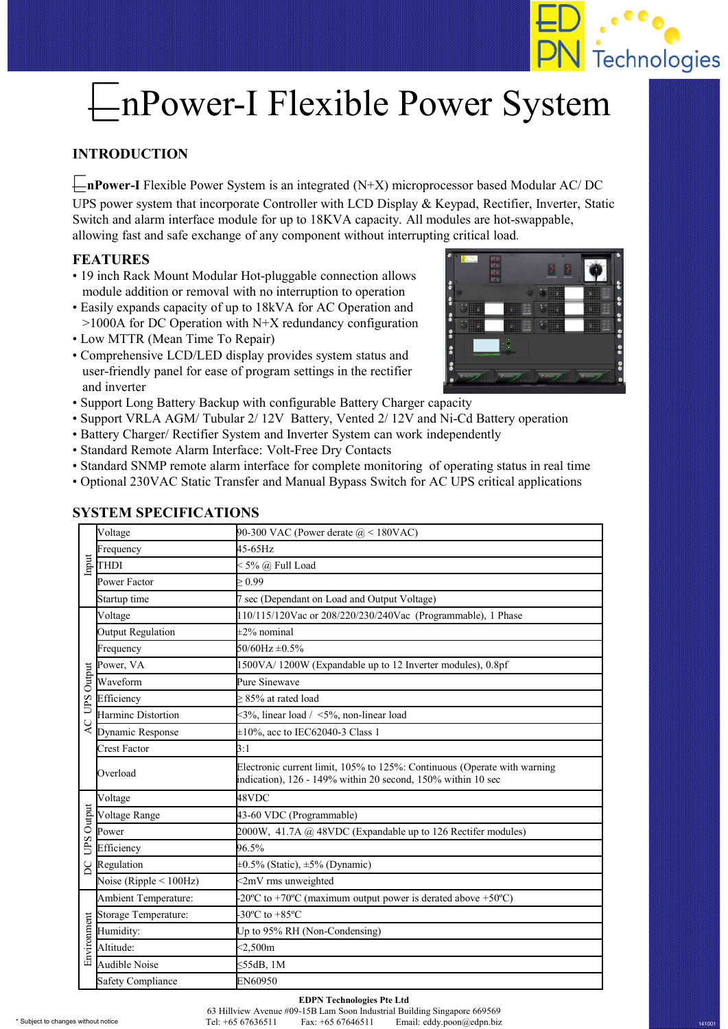# EnPower-I Flexible Power System

## INTRODUCTION

**EnPower-I** Flexible Power System is an integrated (N+X) microprocessor based Modular AC/ DC UPS power system that incorporate Controller with LCD Display & Keypad, Rectifier, Inverter, Static Switch and alarm interface module for up to 18KVA capacity. All modules are hot-swappable, allowing fast and safe exchange of any component without interrupting critical load.

## FEATURES

- 19 inch Rack Mount Modular Hot-pluggable connection allows module addition or removal with no interruption to operation
- Easily expands capacity of up to 18kVA for AC Operation and >1000A for DC Operation with N+X redundancy configuration
- Low MTTR (Mean Time To Repair)
- Comprehensive LCD/LED display provides system status and user-friendly panel for ease of program settings in the rectifier and inverter
- Support Long Battery Backup with configurable Battery Charger capacity
- Support VRLA AGM/ Tubular 2/ 12V Battery, Vented 2/ 12V and Ni-Cd Battery operation
- Battery Charger/ Rectifier System and Inverter System can work independently
- Standard Remote Alarm Interface: Volt-Free Dry Contacts
- Standard SNMP remote alarm interface for complete monitoring of operating status in real time
- Optional 230VAC Static Transfer and Manual Bypass Switch for AC UPS critical applications

## SYSTEM SPECIFICATIONS

| | | |
|---|---|---|
| Input | Voltage | 90-300 VAC (Power derate @ < 180VAC) |
| | Frequency | 45-65Hz |
| | THDI | < 5% @ Full Load |
| | Power Factor | ≥ 0.99 |
| | Startup time | 7 sec (Dependant on Load and Output Voltage) |
| AC UPS Output | Voltage | 110/115/120Vac or 208/220/230/240Vac (Programmable), 1 Phase |
| | Output Regulation | ±2% nominal |
| | Frequency | 50/60Hz ±0.5% |
| | Power, VA | 1500VA/ 1200W (Expandable up to 12 Inverter modules), 0.8pf |
| | Waveform | Pure Sinewave |
| | Efficiency | ≥ 85% at rated load |
| | Harminc Distortion | <3%, linear load / <5%, non-linear load |
| | Dynamic Response | ±10%, acc to IEC62040-3 Class 1 |
| | Crest Factor | 3:1 |
| | Overload | Electronic current limit, 105% to 125%: Continuous (Operate with warning indication), 126 - 149% within 20 second, 150% within 10 sec |
| DC UPS Output | Voltage | 48VDC |
| | Voltage Range | 43-60 VDC (Programmable) |
| | Power | 2000W, 41.7A @ 48VDC (Expandable up to 126 Rectifer modules) |
| | Efficiency | 96.5% |
| | Regulation | ±0.5% (Static), ±5% (Dynamic) |
| | Noise (Ripple < 100Hz) | <2mV rms unweighted |
| Environment | Ambient Temperature: | -20ºC to +70ºC (maximum output power is derated above +50ºC) |
| | Storage Temperature: | -30ºC to +85ºC |
| | Humidity: | Up to 95% RH (Non-Condensing) |
| | Altitude: | <2,500m |
| | Audible Noise | ≤55dB, 1M |
| | Safety Compliance | EN60950 |

**EDPN Technologies Pte Ltd**
63 Hillview Avenue #09-15B Lam Soon Industrial Building Singapore 669569
Tel: +65 67636511 Fax: +65 67646511 Email: eddy.poon@edpn.biz

* Subject to changes without notice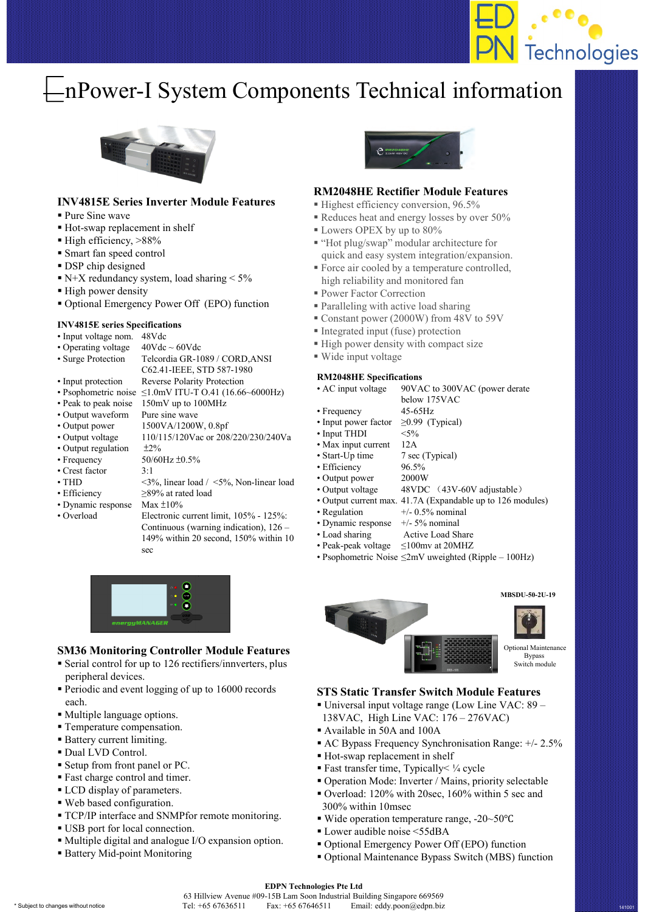# EnPower-I System Components Technical information

## INV4815E Series Inverter Module Features

- Pure Sine wave
- Hot-swap replacement in shelf
- High efficiency, >88%
- Smart fan speed control
- DSP chip designed
- N+X redundancy system, load sharing < 5%
- High power density
- Optional Emergency Power Off (EPO) function

### INV4815E series Specifications

| | |
|---|---|
| • Input voltage nom. | 48Vdc |
| • Operating voltage | 40Vdc ~ 60Vdc |
| • Surge Protection | Telcordia GR-1089 / CORD,ANSI C62.41-IEEE, STD 587-1980 |
| • Input protection | Reverse Polarity Protection |
| • Psophometric noise | ≤1.0mV ITU-T O.41 (16.66~6000Hz) |
| • Peak to peak noise | 150mV up to 100MHz |
| • Output waveform | Pure sine wave |
| • Output power | 1500VA/1200W, 0.8pf |
| • Output voltage | 110/115/120Vac or 208/220/230/240Va |
| • Output regulation | ±2% |
| • Frequency | 50/60Hz ±0.5% |
| • Crest factor | 3:1 |
| • THD | <3%, linear load / <5%, Non-linear load |
| • Efficiency | ≥89% at rated load |
| • Dynamic response | Max ±10% |
| • Overload | Electronic current limit, 105% - 125%: Continuous (warning indication), 126 – 149% within 20 second, 150% within 10 sec |

## RM2048HE Rectifier Module Features

- Highest efficiency conversion, 96.5%
- Reduces heat and energy losses by over 50%
- Lowers OPEX by up to 80%
- "Hot plug/swap" modular architecture for quick and easy system integration/expansion.
- Force air cooled by a temperature controlled, high reliability and monitored fan
- Power Factor Correction
- Paralleling with active load sharing
- Constant power (2000W) from 48V to 59V
- Integrated input (fuse) protection
- High power density with compact size
- Wide input voltage

### RM2048HE Specifications

| | |
|---|---|
| • AC input voltage | 90VAC to 300VAC (power derate below 175VAC |
| • Frequency | 45-65Hz |
| • Input power factor | ≥0.99 (Typical) |
| • Input THDI | <5% |
| • Max input current | 12A |
| • Start-Up time | 7 sec (Typical) |
| • Efficiency | 96.5% |
| • Output power | 2000W |
| • Output voltage | 48VDC （43V-60V adjustable） |
| • Output current max. | 41.7A (Expandable up to 126 modules) |
| • Regulation | +/- 0.5% nominal |
| • Dynamic response | +/- 5% nominal |
| • Load sharing | Active Load Share |
| • Peak-peak voltage | ≤100mv at 20MHZ |
| • Psophometric Noise | ≤2mV uweighted (Ripple – 100Hz) |

## SM36 Monitoring Controller Module Features

- Serial control for up to 126 rectifiers/innverters, plus peripheral devices.
- Periodic and event logging of up to 16000 records each.
- Multiple language options.
- Temperature compensation.
- Battery current limiting.
- Dual LVD Control.
- Setup from front panel or PC.
- Fast charge control and timer.
- LCD display of parameters.
- Web based configuration.
- TCP/IP interface and SNMPfor remote monitoring.
- USB port for local connection.
- Multiple digital and analogue I/O expansion option.
- Battery Mid-point Monitoring

MBSDU-50-2U-19

Optional Maintenance Bypass Switch module

## STS Static Transfer Switch Module Features

- Universal input voltage range (Low Line VAC: 89 – 138VAC, High Line VAC: 176 – 276VAC)
- Available in 50A and 100A
- AC Bypass Frequency Synchronisation Range: +/- 2.5%
- Hot-swap replacement in shelf
- Fast transfer time, Typically< ¼ cycle
- Operation Mode: Inverter / Mains, priority selectable
- Overload: 120% with 20sec, 160% within 5 sec and 300% within 10msec
- Wide operation temperature range, -20~50℃
- Lower audible noise <55dBA
- Optional Emergency Power Off (EPO) function
- Optional Maintenance Bypass Switch (MBS) function

\* Subject to changes without notice

**EDPN Technologies Pte Ltd**
63 Hillview Avenue #09-15B Lam Soon Industrial Building Singapore 669569
Tel: +65 67636511 Fax: +65 67646511 Email: eddy.poon@edpn.biz